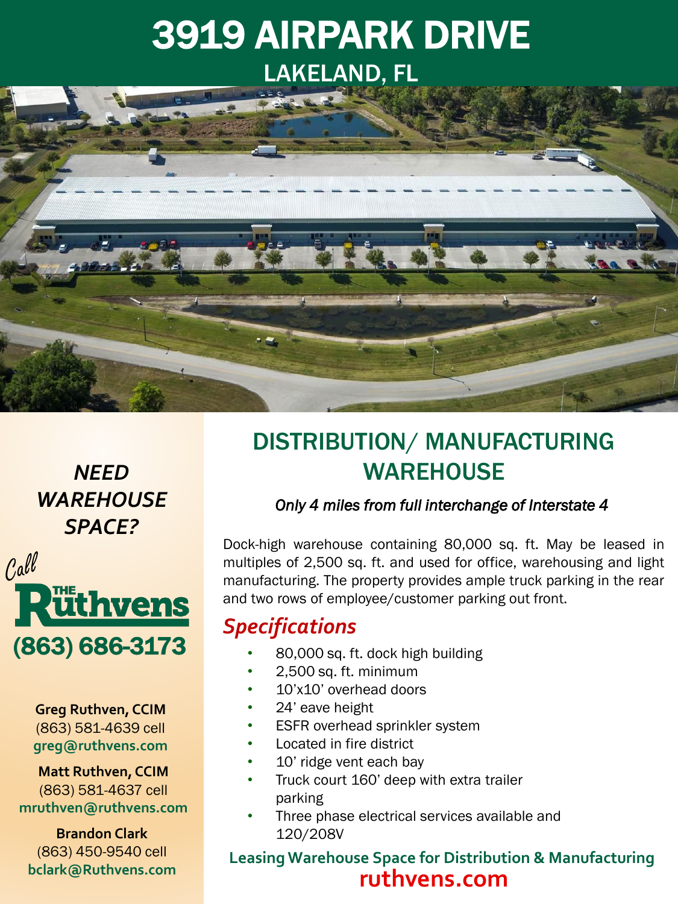# 3919 AIRPARK DRIVE

## LAKELAND, FL

## DISTRIBUTION/ MANUFACTURING WAREHOUSE

*Only 4 miles from full interchange of Interstate 4*

Dock-high warehouse containing 80,000 sq. ft. May be leased in multiples of 2,500 sq. ft. and used for office, warehousing and light manufacturing. The property provides ample truck parking in the rear and two rows of employee/customer parking out front.

## *Specifications*

- 80,000 sq. ft. dock high building
- 2,500 sq. ft. minimum
- 10'x10' overhead doors
- 24' eave height
- ESFR overhead sprinkler system
- Located in fire district
- 10' ridge vent each bay
- Truck court 160' deep with extra trailer parking
- Three phase electrical services available and 120/208V

***NEED WAREHOUSE SPACE?***

*Call* **The Ruthvens**

**(863) 686-3173**

**Greg Ruthven, CCIM**
(863) 581-4639 cell
**greg@ruthvens.com**

**Matt Ruthven, CCIM**
(863) 581-4637 cell
**mruthven@ruthvens.com**

**Brandon Clark**
(863) 450-9540 cell
**bclark@Ruthvens.com**

**Leasing Warehouse Space for Distribution & Manufacturing**

**ruthvens.com**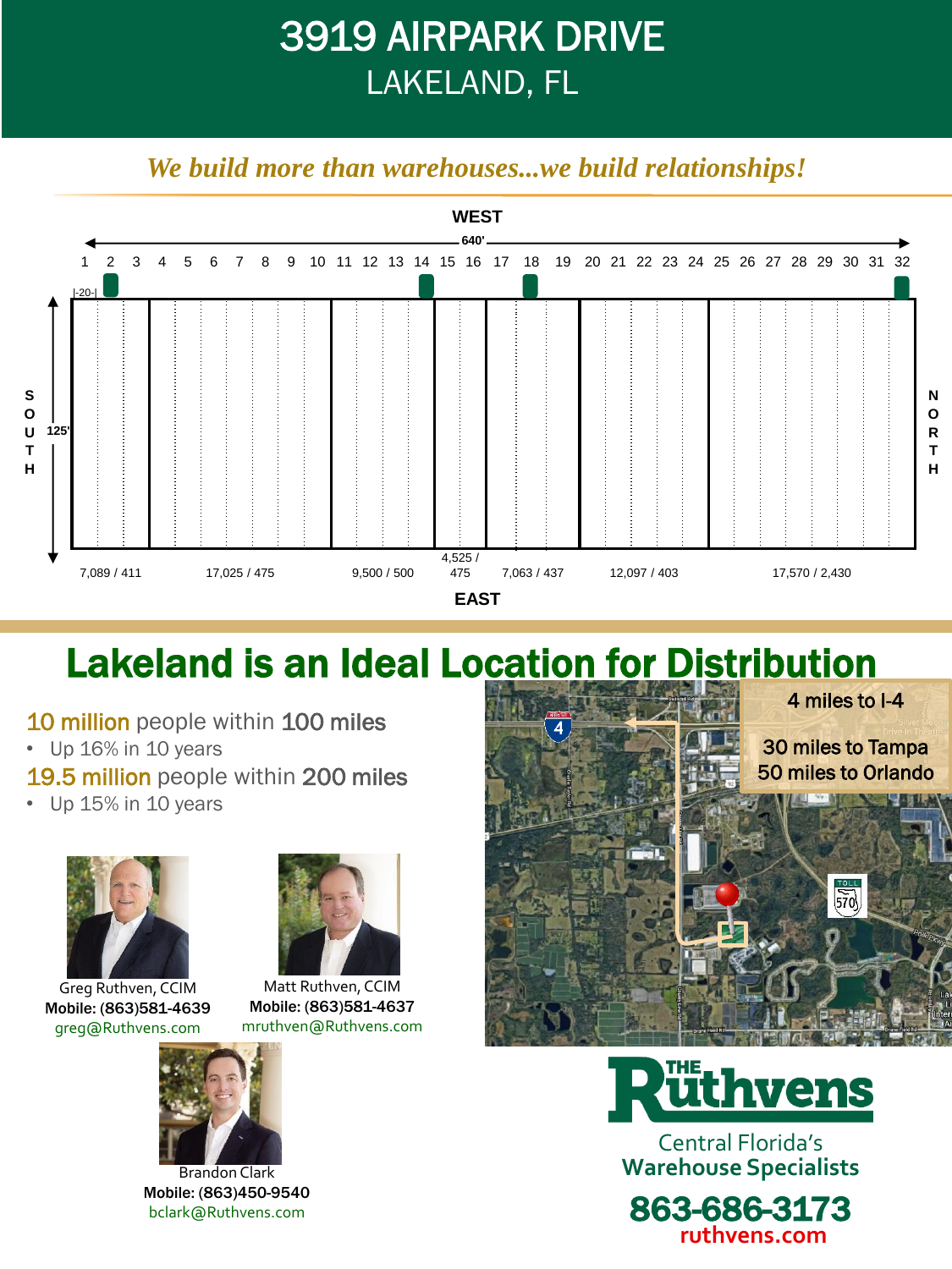# 3919 AIRPARK DRIVE
## LAKELAND, FL

*We build more than warehouses...we build relationships!*

WEST

640'

1 2 3 4 5 6 7 8 9 10 11 12 13 14 15 16 17 18 19 20 21 22 23 24 25 26 27 28 29 30 31 32

|-20-|

SOUTH

125'

NORTH

7,089 / 411

17,025 / 475

9,500 / 500

4,525 / 475

7,063 / 437

12,097 / 403

17,570 / 2,430

EAST

## Lakeland is an Ideal Location for Distribution

**10 million** people within **100 miles**
- Up 16% in 10 years

**19.5 million** people within **200 miles**
- Up 15% in 10 years

4 miles to I-4

30 miles to Tampa

50 miles to Orlando

Greg Ruthven, CCIM
**Mobile: (863)581-4639**
greg@Ruthvens.com

Matt Ruthven, CCIM
**Mobile: (863)581-4637**
mruthven@Ruthvens.com

Brandon Clark
**Mobile: (863)450-9540**
bclark@Ruthvens.com

THE Ruthvens

Central Florida's
**Warehouse Specialists**

**863-686-3173**
**ruthvens.com**